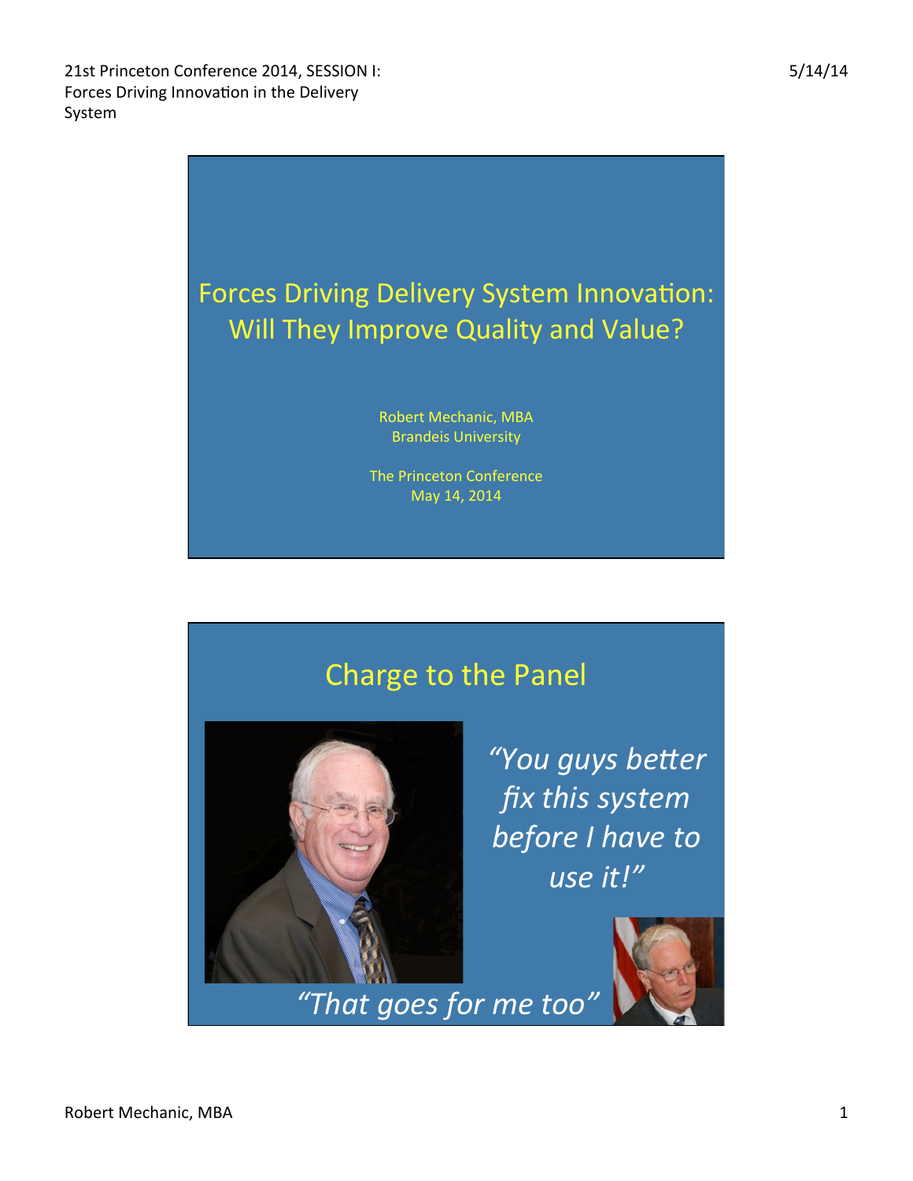# Forces Driving Delivery System Innovation: Will They Improve Quality and Value?

Robert Mechanic, MBA
Brandeis University

The Princeton Conference
May 14, 2014

## Charge to the Panel

*"You guys better fix this system before I have to use it!"*

*"That goes for me too"*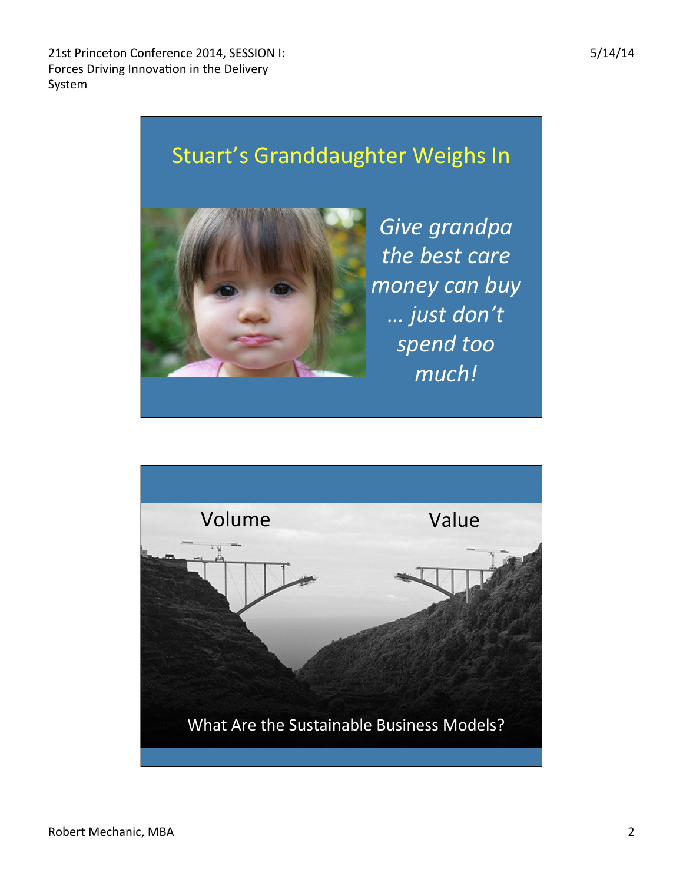## Stuart's Granddaughter Weighs In

*Give grandpa the best care money can buy … just don't spend too much!*

Volume

Value

What Are the Sustainable Business Models?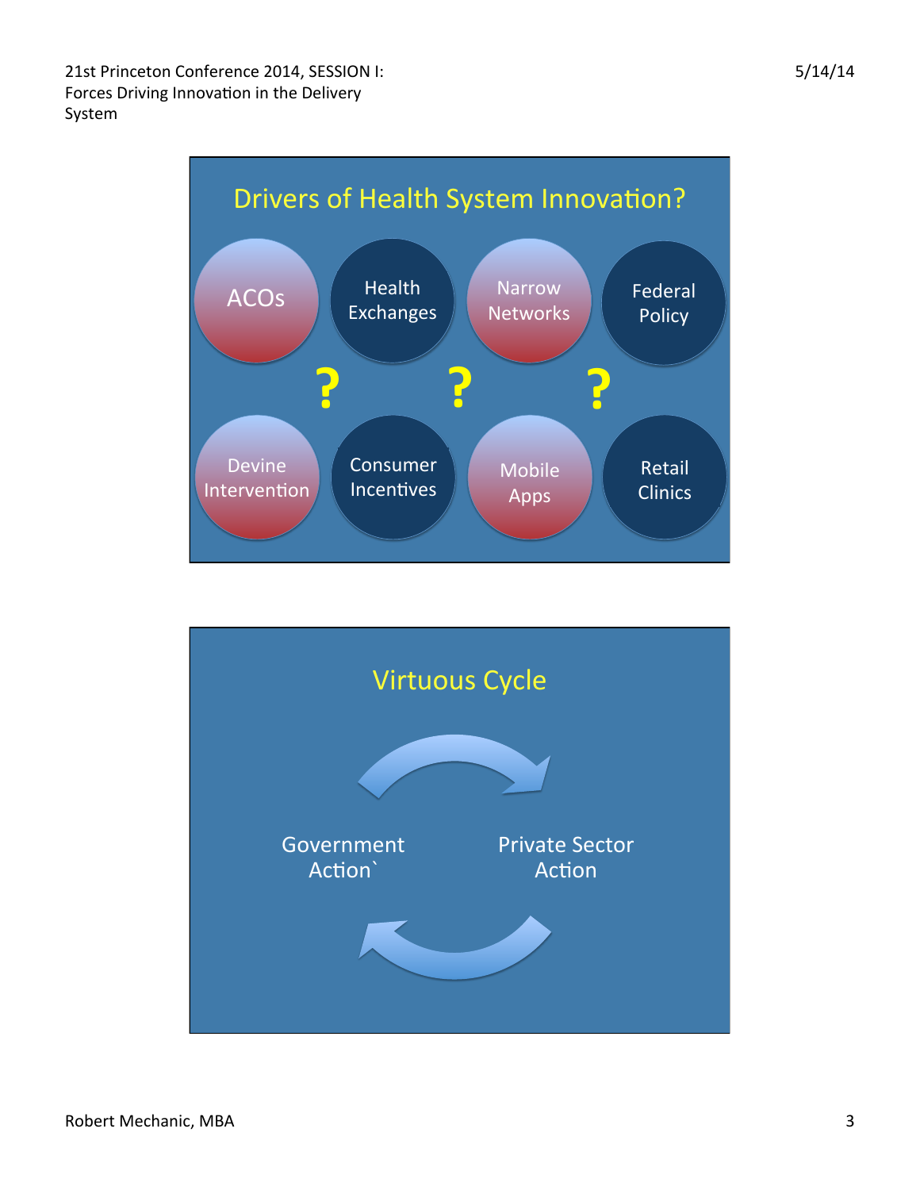## Drivers of Health System Innovation?

- ACOs
- Health Exchanges
- Narrow Networks
- Federal Policy
- Devine Intervention
- Consumer Incentives
- Mobile Apps
- Retail Clinics

? ? ?

## Virtuous Cycle

Government Action`

Private Sector Action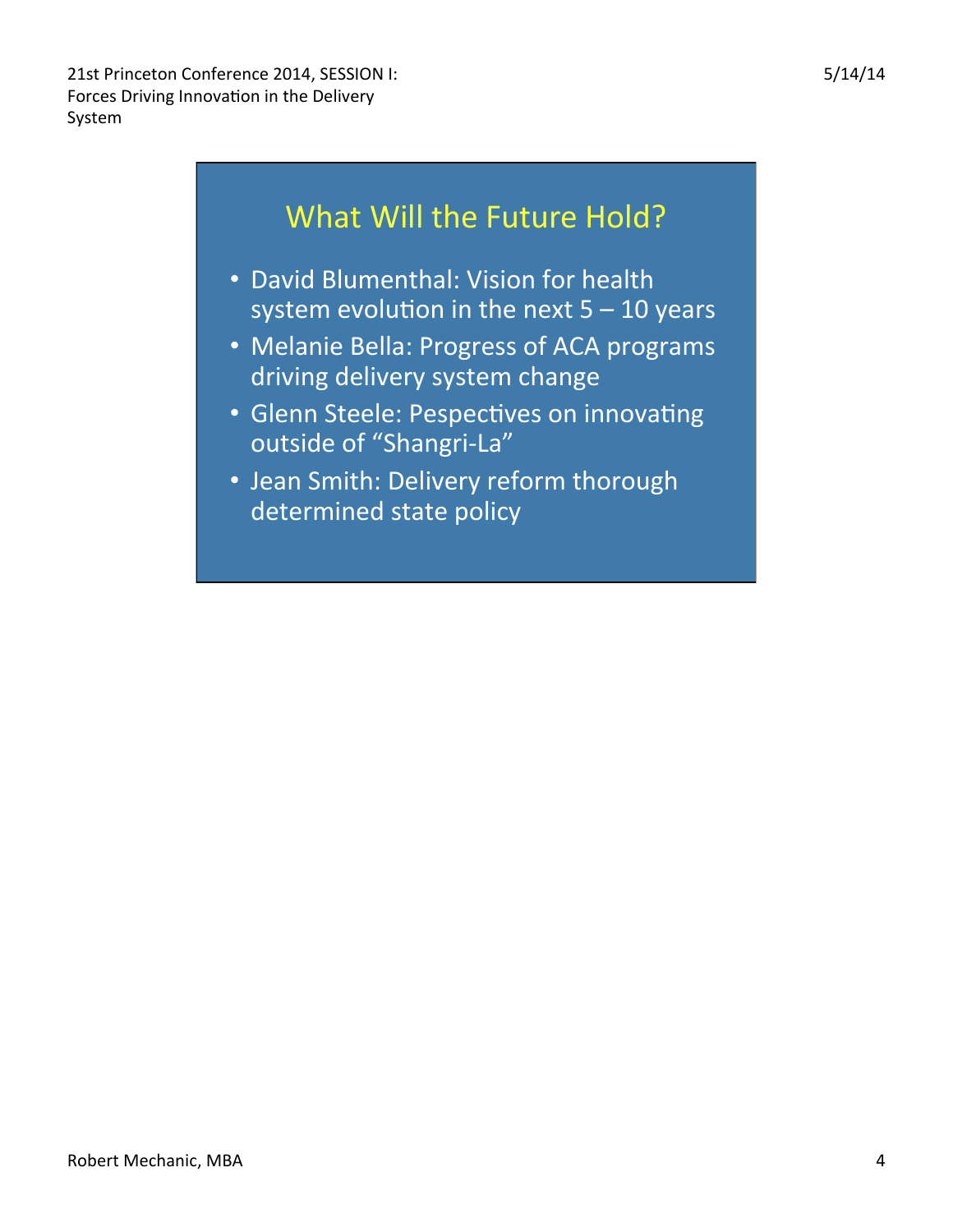## What Will the Future Hold?

- David Blumenthal: Vision for health system evolution in the next 5 – 10 years
- Melanie Bella: Progress of ACA programs driving delivery system change
- Glenn Steele: Pespectives on innovating outside of "Shangri-La"
- Jean Smith: Delivery reform thorough determined state policy